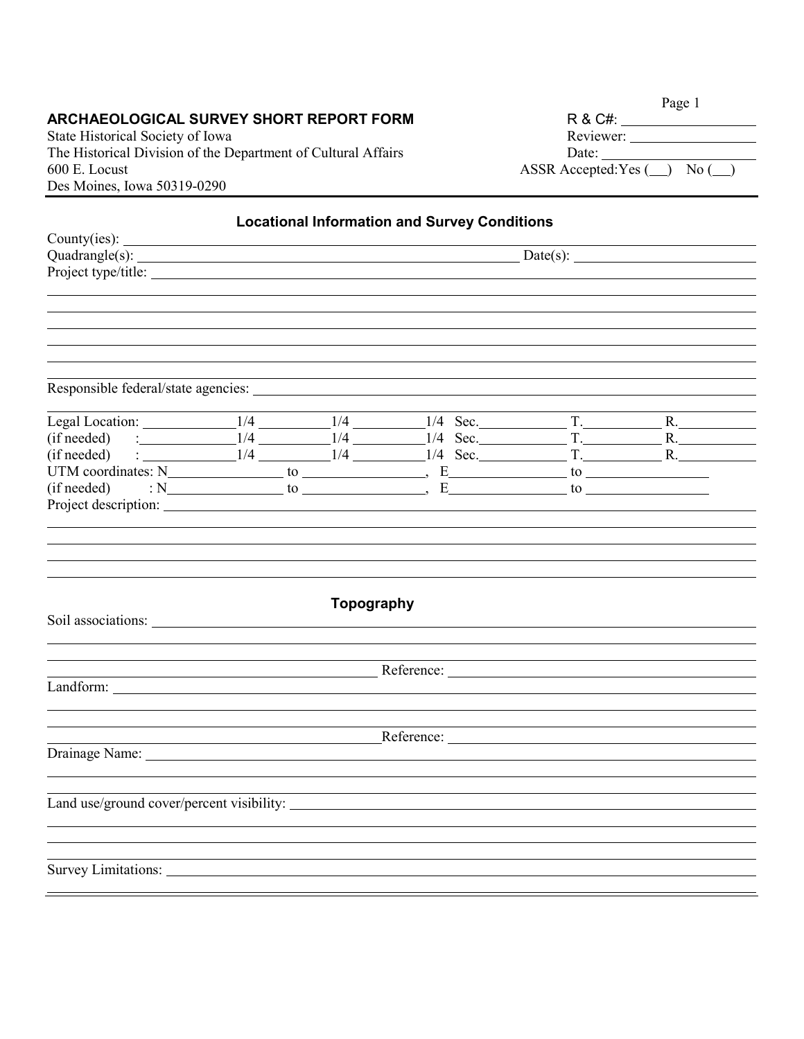## ARCHAEOLOGICAL SURVEY SHORT REPORT FORM

State Historical Society of Iowa
The Historical Division of the Department of Cultural Affairs
600 E. Locust
Des Moines, Iowa 50319-0290

R & C#: ____________________
Reviewer: ____________________
Date: ____________________
ASSR Accepted: Yes (__) No (__)

---

### Locational Information and Survey Conditions

County(ies): ____________________________________________

Quadrangle(s): ______________________________ Date(s): ____________________

Project type/title: ____________________________________________

____________________________________________

____________________________________________

____________________________________________

____________________________________________

____________________________________________

Responsible federal/state agencies: ____________________________________________

____________________________________________

Legal Location: __________ 1/4 __________ 1/4 __________ 1/4 Sec. __________ T. __________ R. __________

(if needed) : __________ 1/4 __________ 1/4 __________ 1/4 Sec. __________ T. __________ R. __________

(if needed) : __________ 1/4 __________ 1/4 __________ 1/4 Sec. __________ T. __________ R. __________

UTM coordinates: N __________ to __________, E __________ to __________

(if needed) : N __________ to __________, E __________ to __________

Project description: ____________________________________________

____________________________________________

____________________________________________

____________________________________________

____________________________________________

### Topography

Soil associations: ____________________________________________

____________________________________________

______________________________ Reference: ______________________________

Landform: ____________________________________________

____________________________________________

______________________________ Reference: ______________________________

Drainage Name: ____________________________________________

____________________________________________

Land use/ground cover/percent visibility: ____________________________________________

____________________________________________

____________________________________________

Survey Limitations: ____________________________________________

____________________________________________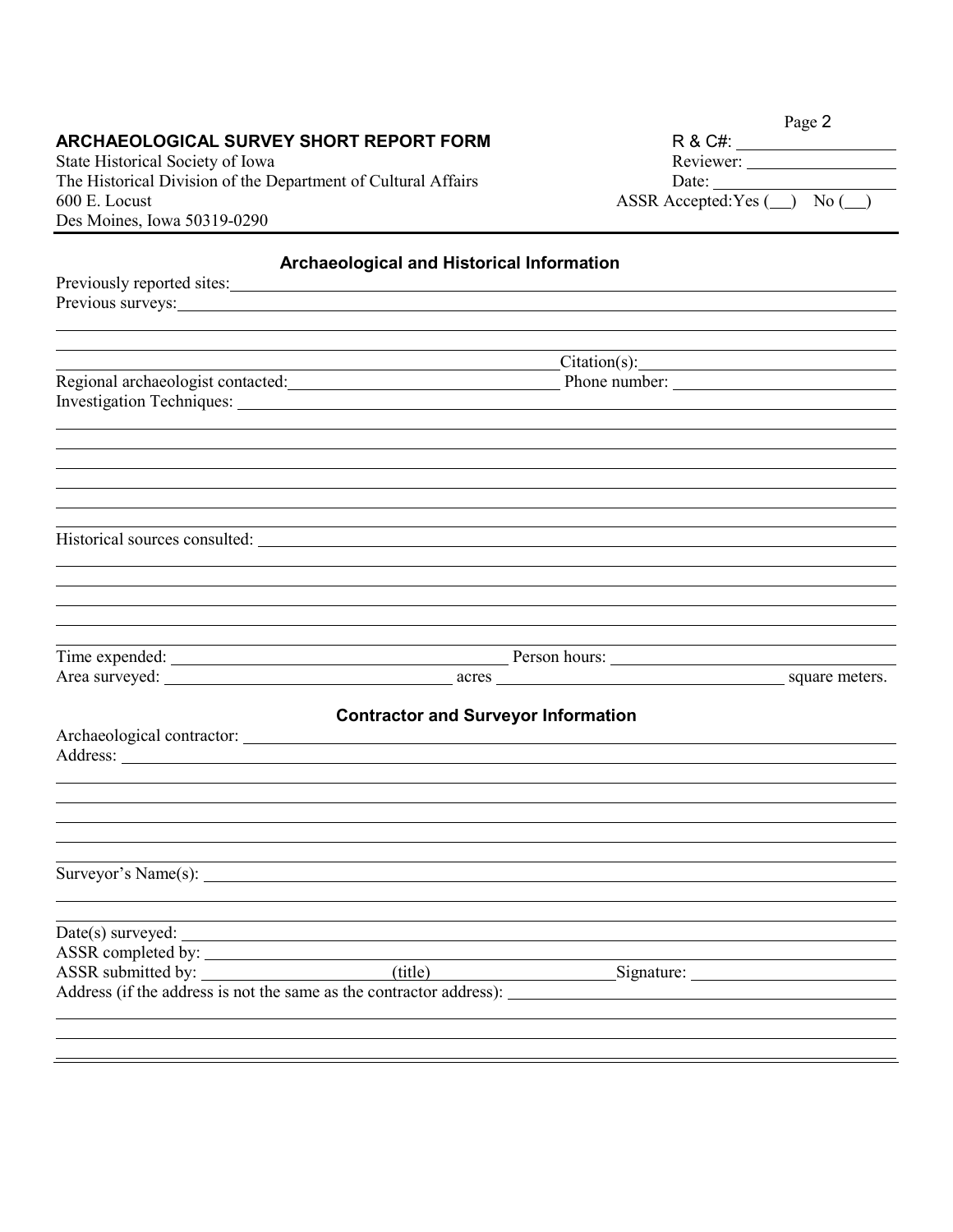**ARCHAEOLOGICAL SURVEY SHORT REPORT FORM**
State Historical Society of Iowa
The Historical Division of the Department of Cultural Affairs
600 E. Locust
Des Moines, Iowa 50319-0290

R & C#: ____________________
Reviewer: ____________________
Date: ____________________
ASSR Accepted: Yes (__) No (__)

## Archaeological and Historical Information

Previously reported sites: ____________________

Previous surveys: ____________________

____________________

____________________

____________________ Citation(s): ____________________

Regional archaeologist contacted: ____________________ Phone number: ____________________

Investigation Techniques: ____________________

____________________

____________________

____________________

____________________

____________________

____________________

Historical sources consulted: ____________________

____________________

____________________

____________________

____________________

____________________

Time expended: ____________________ Person hours: ____________________

Area surveyed: ____________________ acres ____________________ square meters.

## Contractor and Surveyor Information

Archaeological contractor: ____________________

Address: ____________________

____________________

____________________

____________________

____________________

____________________

Surveyor's Name(s): ____________________

____________________

____________________

Date(s) surveyed: ____________________

ASSR completed by: ____________________

ASSR submitted by: ____________________ (title) ____________________ Signature: ____________________

Address (if the address is not the same as the contractor address): ____________________

____________________

____________________

____________________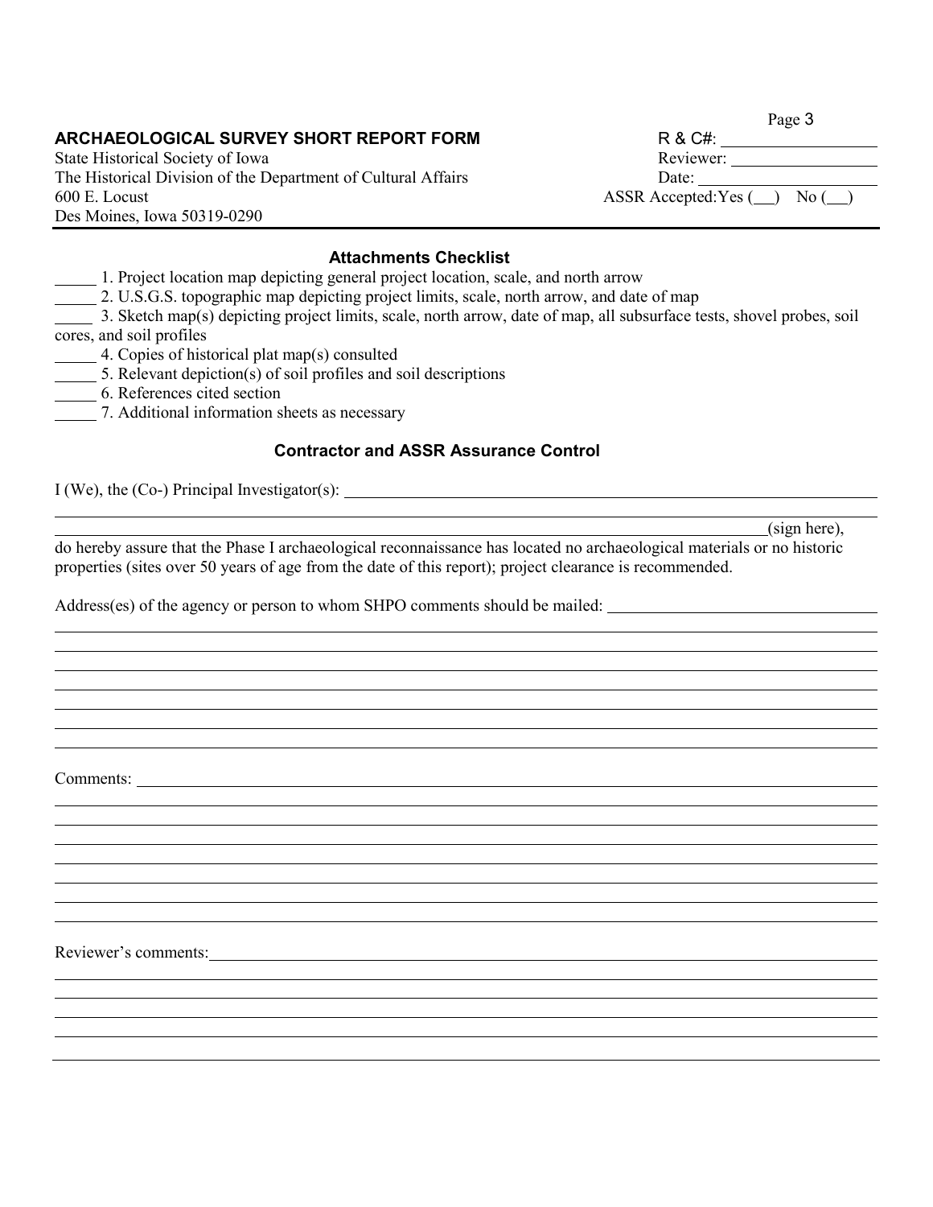**ARCHAEOLOGICAL SURVEY SHORT REPORT FORM**
State Historical Society of Iowa
The Historical Division of the Department of Cultural Affairs
600 E. Locust
Des Moines, Iowa 50319-0290

R & C#: ____________________
Reviewer: ____________________
Date: ____________________
ASSR Accepted: Yes (___) No (___)

---

### Attachments Checklist

_____ 1. Project location map depicting general project location, scale, and north arrow
_____ 2. U.S.G.S. topographic map depicting project limits, scale, north arrow, and date of map
_____ 3. Sketch map(s) depicting project limits, scale, north arrow, date of map, all subsurface tests, shovel probes, soil cores, and soil profiles
_____ 4. Copies of historical plat map(s) consulted
_____ 5. Relevant depiction(s) of soil profiles and soil descriptions
_____ 6. References cited section
_____ 7. Additional information sheets as necessary

### Contractor and ASSR Assurance Control

I (We), the (Co-) Principal Investigator(s): ______________________________________________

______________________________________________________________________

______________________________________________________________(sign here),

do hereby assure that the Phase I archaeological reconnaissance has located no archaeological materials or no historic properties (sites over 50 years of age from the date of this report); project clearance is recommended.

Address(es) of the agency or person to whom SHPO comments should be mailed: ______________________

______________________________________________________________________

______________________________________________________________________

______________________________________________________________________

______________________________________________________________________

______________________________________________________________________

______________________________________________________________________

______________________________________________________________________

Comments: ______________________________________________________________

______________________________________________________________________

______________________________________________________________________

______________________________________________________________________

______________________________________________________________________

______________________________________________________________________

______________________________________________________________________

______________________________________________________________________

Reviewer's comments: _____________________________________________________

______________________________________________________________________

______________________________________________________________________

______________________________________________________________________

______________________________________________________________________

______________________________________________________________________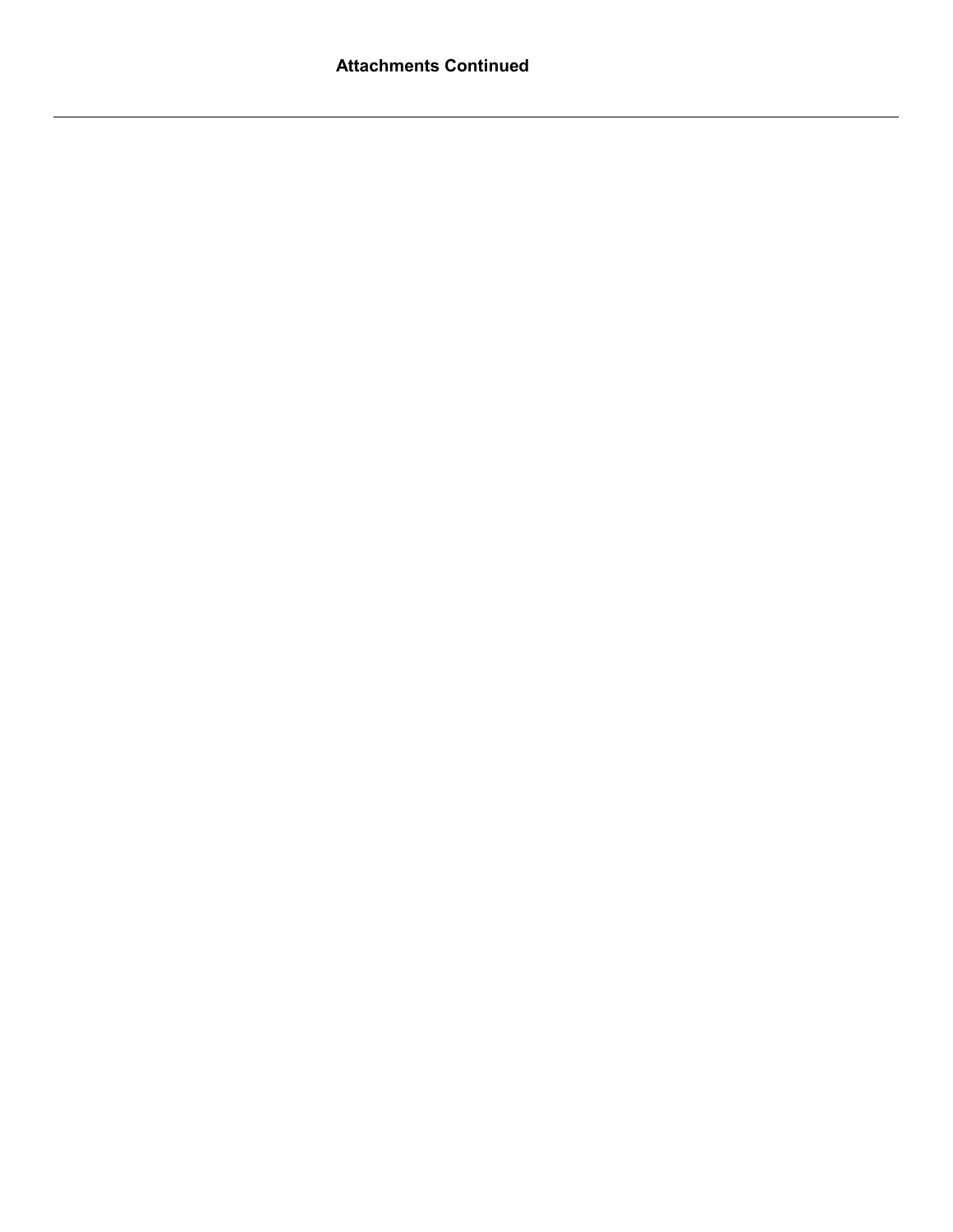**Attachments Continued**

---